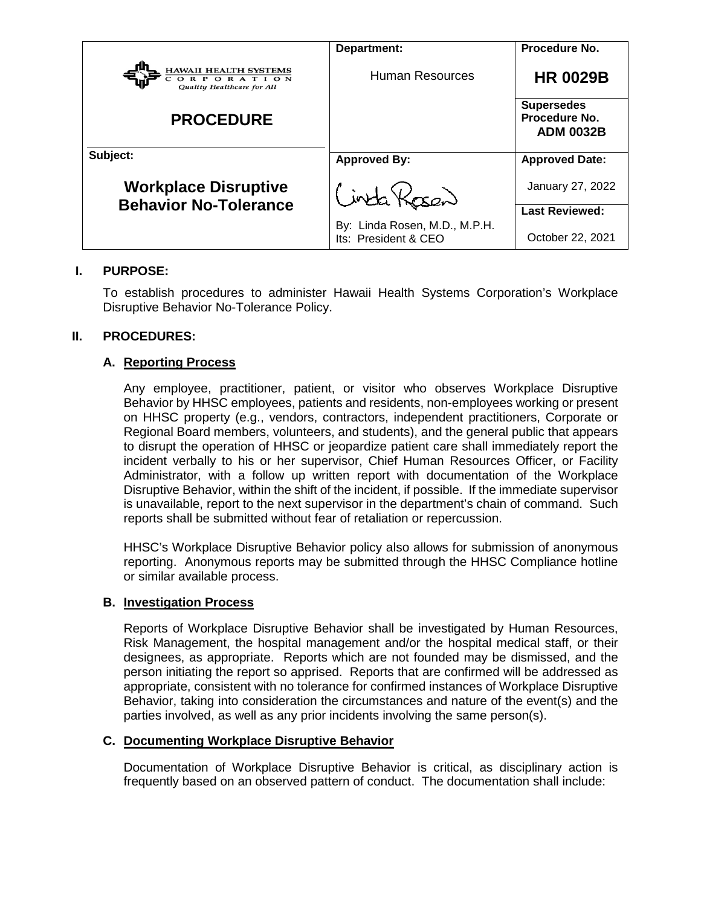| HAWAII HEALTH SYSTEMS CORPORATION *Quality Healthcare for All* | Department: | Procedure No. |
|---|---|---|
| | Human Resources | **HR 0029B** |
| **PROCEDURE** | | **Supersedes Procedure No. ADM 0032B** |
| **Subject:** | **Approved By:** | **Approved Date:** |
| **Workplace Disruptive Behavior No-Tolerance** | Linda Rosen | January 27, 2022 |
| | By: Linda Rosen, M.D., M.P.H. Its: President & CEO | **Last Reviewed:** October 22, 2021 |

## I. PURPOSE:

To establish procedures to administer Hawaii Health Systems Corporation's Workplace Disruptive Behavior No-Tolerance Policy.

## II. PROCEDURES:

### A. Reporting Process

Any employee, practitioner, patient, or visitor who observes Workplace Disruptive Behavior by HHSC employees, patients and residents, non-employees working or present on HHSC property (e.g., vendors, contractors, independent practitioners, Corporate or Regional Board members, volunteers, and students), and the general public that appears to disrupt the operation of HHSC or jeopardize patient care shall immediately report the incident verbally to his or her supervisor, Chief Human Resources Officer, or Facility Administrator, with a follow up written report with documentation of the Workplace Disruptive Behavior, within the shift of the incident, if possible. If the immediate supervisor is unavailable, report to the next supervisor in the department's chain of command. Such reports shall be submitted without fear of retaliation or repercussion.

HHSC's Workplace Disruptive Behavior policy also allows for submission of anonymous reporting. Anonymous reports may be submitted through the HHSC Compliance hotline or similar available process.

### B. Investigation Process

Reports of Workplace Disruptive Behavior shall be investigated by Human Resources, Risk Management, the hospital management and/or the hospital medical staff, or their designees, as appropriate. Reports which are not founded may be dismissed, and the person initiating the report so apprised. Reports that are confirmed will be addressed as appropriate, consistent with no tolerance for confirmed instances of Workplace Disruptive Behavior, taking into consideration the circumstances and nature of the event(s) and the parties involved, as well as any prior incidents involving the same person(s).

### C. Documenting Workplace Disruptive Behavior

Documentation of Workplace Disruptive Behavior is critical, as disciplinary action is frequently based on an observed pattern of conduct. The documentation shall include: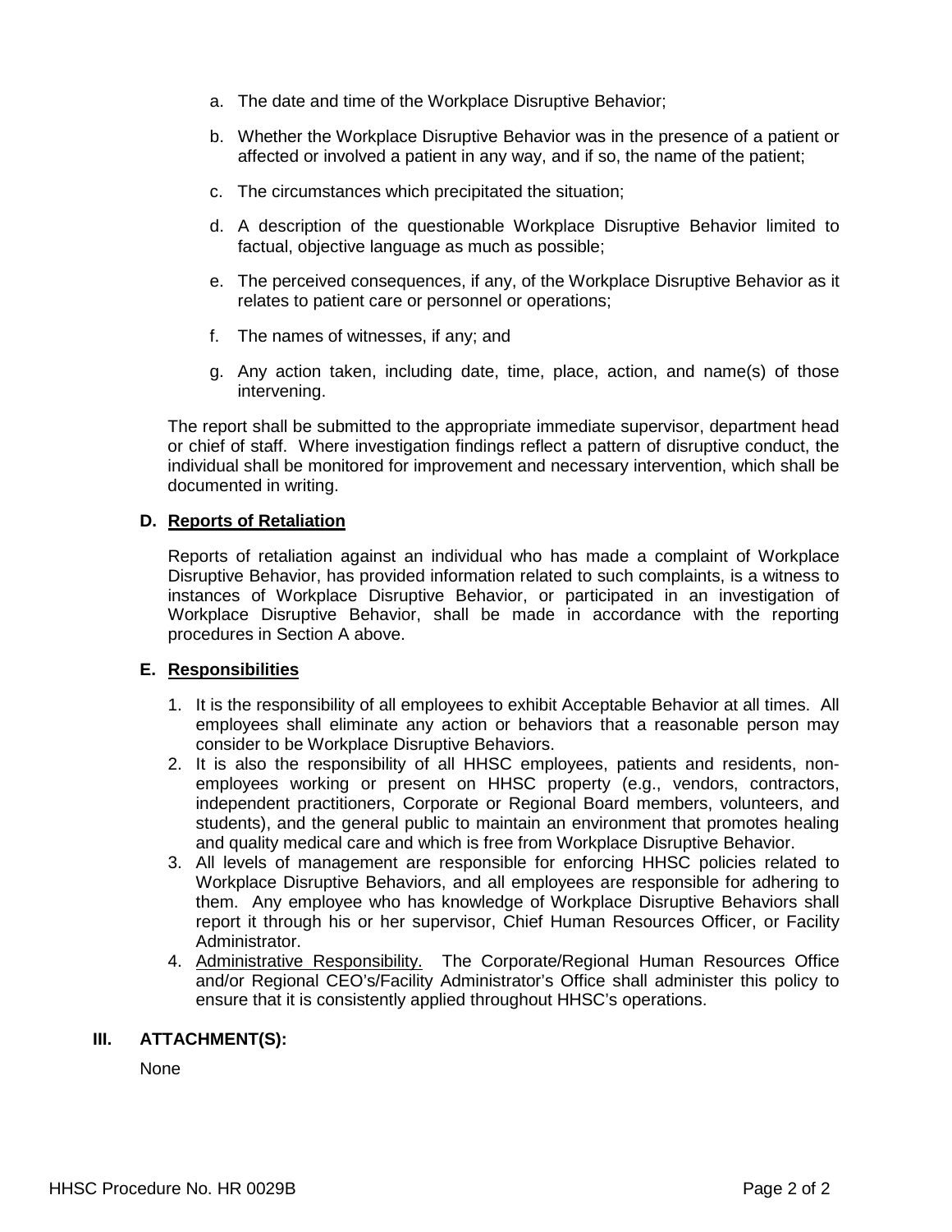a. The date and time of the Workplace Disruptive Behavior;

b. Whether the Workplace Disruptive Behavior was in the presence of a patient or affected or involved a patient in any way, and if so, the name of the patient;

c. The circumstances which precipitated the situation;

d. A description of the questionable Workplace Disruptive Behavior limited to factual, objective language as much as possible;

e. The perceived consequences, if any, of the Workplace Disruptive Behavior as it relates to patient care or personnel or operations;

f. The names of witnesses, if any; and

g. Any action taken, including date, time, place, action, and name(s) of those intervening.

The report shall be submitted to the appropriate immediate supervisor, department head or chief of staff. Where investigation findings reflect a pattern of disruptive conduct, the individual shall be monitored for improvement and necessary intervention, which shall be documented in writing.

### D. <u>Reports of Retaliation</u>

Reports of retaliation against an individual who has made a complaint of Workplace Disruptive Behavior, has provided information related to such complaints, is a witness to instances of Workplace Disruptive Behavior, or participated in an investigation of Workplace Disruptive Behavior, shall be made in accordance with the reporting procedures in Section A above.

### E. <u>Responsibilities</u>

1. It is the responsibility of all employees to exhibit Acceptable Behavior at all times. All employees shall eliminate any action or behaviors that a reasonable person may consider to be Workplace Disruptive Behaviors.
2. It is also the responsibility of all HHSC employees, patients and residents, non-employees working or present on HHSC property (e.g., vendors, contractors, independent practitioners, Corporate or Regional Board members, volunteers, and students), and the general public to maintain an environment that promotes healing and quality medical care and which is free from Workplace Disruptive Behavior.
3. All levels of management are responsible for enforcing HHSC policies related to Workplace Disruptive Behaviors, and all employees are responsible for adhering to them. Any employee who has knowledge of Workplace Disruptive Behaviors shall report it through his or her supervisor, Chief Human Resources Officer, or Facility Administrator.
4. <u>Administrative Responsibility.</u> The Corporate/Regional Human Resources Office and/or Regional CEO's/Facility Administrator's Office shall administer this policy to ensure that it is consistently applied throughout HHSC's operations.

## III. ATTACHMENT(S):

None